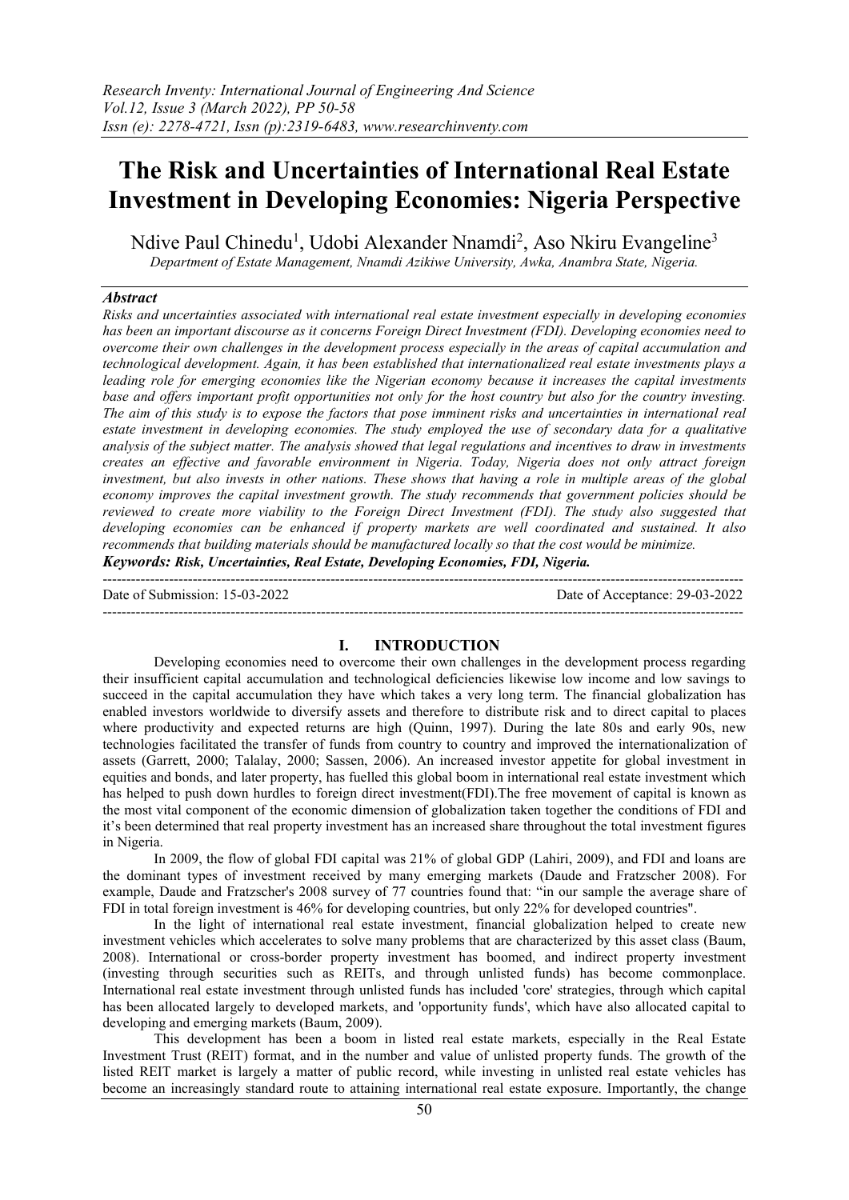# The Risk and Uncertainties of International Real Estate Investment in Developing Economies: Nigeria Perspective

Ndive Paul Chinedu[1], Udobi Alexander Nnamdi[2], Aso Nkiru Evangeline[3]

*Department of Estate Management, Nnamdi Azikiwe University, Awka, Anambra State, Nigeria.*

### *Abstract*

*Risks and uncertainties associated with international real estate investment especially in developing economies has been an important discourse as it concerns Foreign Direct Investment (FDI). Developing economies need to overcome their own challenges in the development process especially in the areas of capital accumulation and technological development. Again, it has been established that internationalized real estate investments plays a leading role for emerging economies like the Nigerian economy because it increases the capital investments base and offers important profit opportunities not only for the host country but also for the country investing. The aim of this study is to expose the factors that pose imminent risks and uncertainties in international real estate investment in developing economies. The study employed the use of secondary data for a qualitative analysis of the subject matter. The analysis showed that legal regulations and incentives to draw in investments creates an effective and favorable environment in Nigeria. Today, Nigeria does not only attract foreign investment, but also invests in other nations. These shows that having a role in multiple areas of the global economy improves the capital investment growth. The study recommends that government policies should be reviewed to create more viability to the Foreign Direct Investment (FDI). The study also suggested that developing economies can be enhanced if property markets are well coordinated and sustained. It also recommends that building materials should be manufactured locally so that the cost would be minimize.*

***Keywords: Risk, Uncertainties, Real Estate, Developing Economies, FDI, Nigeria.***

---

Date of Submission: 15-03-2022 Date of Acceptance: 29-03-2022

---

## I. INTRODUCTION

Developing economies need to overcome their own challenges in the development process regarding their insufficient capital accumulation and technological deficiencies likewise low income and low savings to succeed in the capital accumulation they have which takes a very long term. The financial globalization has enabled investors worldwide to diversify assets and therefore to distribute risk and to direct capital to places where productivity and expected returns are high (Quinn, 1997). During the late 80s and early 90s, new technologies facilitated the transfer of funds from country to country and improved the internationalization of assets (Garrett, 2000; Talalay, 2000; Sassen, 2006). An increased investor appetite for global investment in equities and bonds, and later property, has fuelled this global boom in international real estate investment which has helped to push down hurdles to foreign direct investment(FDI).The free movement of capital is known as the most vital component of the economic dimension of globalization taken together the conditions of FDI and it's been determined that real property investment has an increased share throughout the total investment figures in Nigeria.

In 2009, the flow of global FDI capital was 21% of global GDP (Lahiri, 2009), and FDI and loans are the dominant types of investment received by many emerging markets (Daude and Fratzscher 2008). For example, Daude and Fratzscher's 2008 survey of 77 countries found that: "in our sample the average share of FDI in total foreign investment is 46% for developing countries, but only 22% for developed countries".

In the light of international real estate investment, financial globalization helped to create new investment vehicles which accelerates to solve many problems that are characterized by this asset class (Baum, 2008). International or cross-border property investment has boomed, and indirect property investment (investing through securities such as REITs, and through unlisted funds) has become commonplace. International real estate investment through unlisted funds has included 'core' strategies, through which capital has been allocated largely to developed markets, and 'opportunity funds', which have also allocated capital to developing and emerging markets (Baum, 2009).

This development has been a boom in listed real estate markets, especially in the Real Estate Investment Trust (REIT) format, and in the number and value of unlisted property funds. The growth of the listed REIT market is largely a matter of public record, while investing in unlisted real estate vehicles has become an increasingly standard route to attaining international real estate exposure. Importantly, the change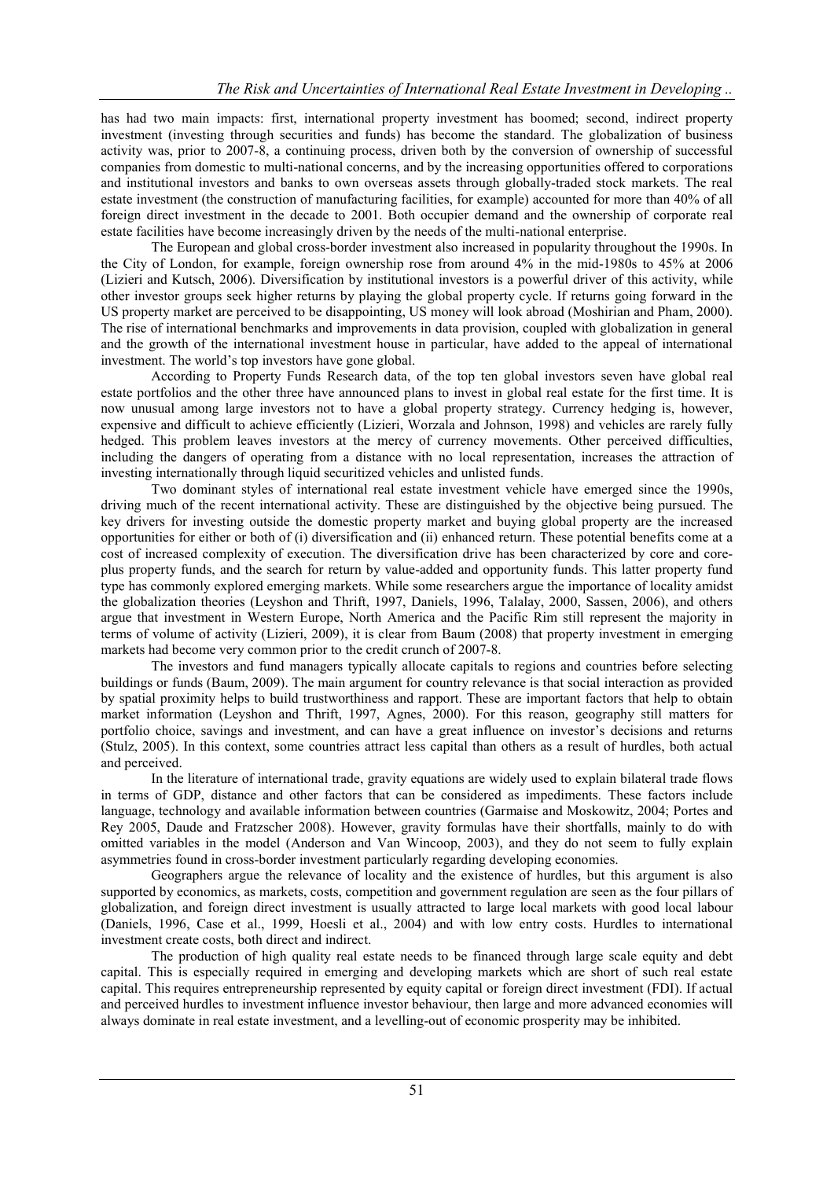has had two main impacts: first, international property investment has boomed; second, indirect property investment (investing through securities and funds) has become the standard. The globalization of business activity was, prior to 2007-8, a continuing process, driven both by the conversion of ownership of successful companies from domestic to multi-national concerns, and by the increasing opportunities offered to corporations and institutional investors and banks to own overseas assets through globally-traded stock markets. The real estate investment (the construction of manufacturing facilities, for example) accounted for more than 40% of all foreign direct investment in the decade to 2001. Both occupier demand and the ownership of corporate real estate facilities have become increasingly driven by the needs of the multi-national enterprise.

The European and global cross-border investment also increased in popularity throughout the 1990s. In the City of London, for example, foreign ownership rose from around 4% in the mid-1980s to 45% at 2006 (Lizieri and Kutsch, 2006). Diversification by institutional investors is a powerful driver of this activity, while other investor groups seek higher returns by playing the global property cycle. If returns going forward in the US property market are perceived to be disappointing, US money will look abroad (Moshirian and Pham, 2000). The rise of international benchmarks and improvements in data provision, coupled with globalization in general and the growth of the international investment house in particular, have added to the appeal of international investment. The world's top investors have gone global.

According to Property Funds Research data, of the top ten global investors seven have global real estate portfolios and the other three have announced plans to invest in global real estate for the first time. It is now unusual among large investors not to have a global property strategy. Currency hedging is, however, expensive and difficult to achieve efficiently (Lizieri, Worzala and Johnson, 1998) and vehicles are rarely fully hedged. This problem leaves investors at the mercy of currency movements. Other perceived difficulties, including the dangers of operating from a distance with no local representation, increases the attraction of investing internationally through liquid securitized vehicles and unlisted funds.

Two dominant styles of international real estate investment vehicle have emerged since the 1990s, driving much of the recent international activity. These are distinguished by the objective being pursued. The key drivers for investing outside the domestic property market and buying global property are the increased opportunities for either or both of (i) diversification and (ii) enhanced return. These potential benefits come at a cost of increased complexity of execution. The diversification drive has been characterized by core and core-plus property funds, and the search for return by value-added and opportunity funds. This latter property fund type has commonly explored emerging markets. While some researchers argue the importance of locality amidst the globalization theories (Leyshon and Thrift, 1997, Daniels, 1996, Talalay, 2000, Sassen, 2006), and others argue that investment in Western Europe, North America and the Pacific Rim still represent the majority in terms of volume of activity (Lizieri, 2009), it is clear from Baum (2008) that property investment in emerging markets had become very common prior to the credit crunch of 2007-8.

The investors and fund managers typically allocate capitals to regions and countries before selecting buildings or funds (Baum, 2009). The main argument for country relevance is that social interaction as provided by spatial proximity helps to build trustworthiness and rapport. These are important factors that help to obtain market information (Leyshon and Thrift, 1997, Agnes, 2000). For this reason, geography still matters for portfolio choice, savings and investment, and can have a great influence on investor's decisions and returns (Stulz, 2005). In this context, some countries attract less capital than others as a result of hurdles, both actual and perceived.

In the literature of international trade, gravity equations are widely used to explain bilateral trade flows in terms of GDP, distance and other factors that can be considered as impediments. These factors include language, technology and available information between countries (Garmaise and Moskowitz, 2004; Portes and Rey 2005, Daude and Fratzscher 2008). However, gravity formulas have their shortfalls, mainly to do with omitted variables in the model (Anderson and Van Wincoop, 2003), and they do not seem to fully explain asymmetries found in cross-border investment particularly regarding developing economies.

Geographers argue the relevance of locality and the existence of hurdles, but this argument is also supported by economics, as markets, costs, competition and government regulation are seen as the four pillars of globalization, and foreign direct investment is usually attracted to large local markets with good local labour (Daniels, 1996, Case et al., 1999, Hoesli et al., 2004) and with low entry costs. Hurdles to international investment create costs, both direct and indirect.

The production of high quality real estate needs to be financed through large scale equity and debt capital. This is especially required in emerging and developing markets which are short of such real estate capital. This requires entrepreneurship represented by equity capital or foreign direct investment (FDI). If actual and perceived hurdles to investment influence investor behaviour, then large and more advanced economies will always dominate in real estate investment, and a levelling-out of economic prosperity may be inhibited.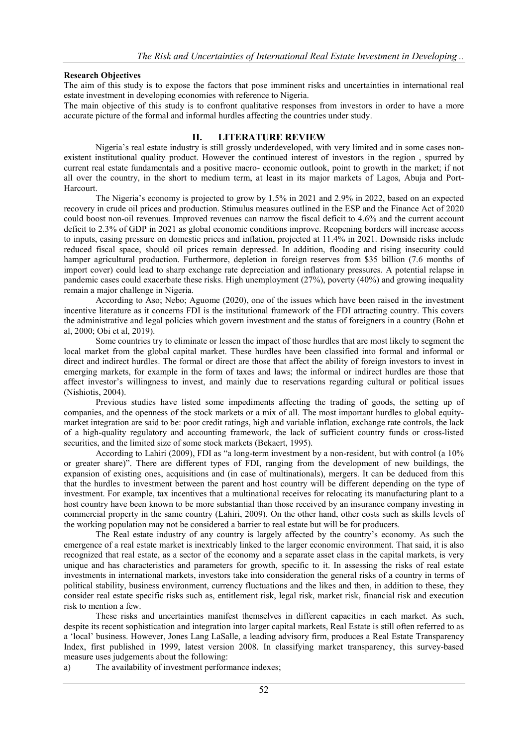**Research Objectives**

The aim of this study is to expose the factors that pose imminent risks and uncertainties in international real estate investment in developing economies with reference to Nigeria.

The main objective of this study is to confront qualitative responses from investors in order to have a more accurate picture of the formal and informal hurdles affecting the countries under study.

## II. LITERATURE REVIEW

Nigeria's real estate industry is still grossly underdeveloped, with very limited and in some cases non-existent institutional quality product. However the continued interest of investors in the region , spurred by current real estate fundamentals and a positive macro- economic outlook, point to growth in the market; if not all over the country, in the short to medium term, at least in its major markets of Lagos, Abuja and Port-Harcourt.

The Nigeria's economy is projected to grow by 1.5% in 2021 and 2.9% in 2022, based on an expected recovery in crude oil prices and production. Stimulus measures outlined in the ESP and the Finance Act of 2020 could boost non-oil revenues. Improved revenues can narrow the fiscal deficit to 4.6% and the current account deficit to 2.3% of GDP in 2021 as global economic conditions improve. Reopening borders will increase access to inputs, easing pressure on domestic prices and inflation, projected at 11.4% in 2021. Downside risks include reduced fiscal space, should oil prices remain depressed. In addition, flooding and rising insecurity could hamper agricultural production. Furthermore, depletion in foreign reserves from $35 billion (7.6 months of import cover) could lead to sharp exchange rate depreciation and inflationary pressures. A potential relapse in pandemic cases could exacerbate these risks. High unemployment (27%), poverty (40%) and growing inequality remain a major challenge in Nigeria.

According to Aso; Nebo; Aguome (2020), one of the issues which have been raised in the investment incentive literature as it concerns FDI is the institutional framework of the FDI attracting country. This covers the administrative and legal policies which govern investment and the status of foreigners in a country (Bohn et al, 2000; Obi et al, 2019).

Some countries try to eliminate or lessen the impact of those hurdles that are most likely to segment the local market from the global capital market. These hurdles have been classified into formal and informal or direct and indirect hurdles. The formal or direct are those that affect the ability of foreign investors to invest in emerging markets, for example in the form of taxes and laws; the informal or indirect hurdles are those that affect investor's willingness to invest, and mainly due to reservations regarding cultural or political issues (Nishiotis, 2004).

Previous studies have listed some impediments affecting the trading of goods, the setting up of companies, and the openness of the stock markets or a mix of all. The most important hurdles to global equity-market integration are said to be: poor credit ratings, high and variable inflation, exchange rate controls, the lack of a high-quality regulatory and accounting framework, the lack of sufficient country funds or cross-listed securities, and the limited size of some stock markets (Bekaert, 1995).

According to Lahiri (2009), FDI as "a long-term investment by a non-resident, but with control (a 10% or greater share)". There are different types of FDI, ranging from the development of new buildings, the expansion of existing ones, acquisitions and (in case of multinationals), mergers. It can be deduced from this that the hurdles to investment between the parent and host country will be different depending on the type of investment. For example, tax incentives that a multinational receives for relocating its manufacturing plant to a host country have been known to be more substantial than those received by an insurance company investing in commercial property in the same country (Lahiri, 2009). On the other hand, other costs such as skills levels of the working population may not be considered a barrier to real estate but will be for producers.

The Real estate industry of any country is largely affected by the country's economy. As such the emergence of a real estate market is inextricably linked to the larger economic environment. That said, it is also recognized that real estate, as a sector of the economy and a separate asset class in the capital markets, is very unique and has characteristics and parameters for growth, specific to it. In assessing the risks of real estate investments in international markets, investors take into consideration the general risks of a country in terms of political stability, business environment, currency fluctuations and the likes and then, in addition to these, they consider real estate specific risks such as, entitlement risk, legal risk, market risk, financial risk and execution risk to mention a few.

These risks and uncertainties manifest themselves in different capacities in each market. As such, despite its recent sophistication and integration into larger capital markets, Real Estate is still often referred to as a 'local' business. However, Jones Lang LaSalle, a leading advisory firm, produces a Real Estate Transparency Index, first published in 1999, latest version 2008. In classifying market transparency, this survey-based measure uses judgements about the following:

a) The availability of investment performance indexes;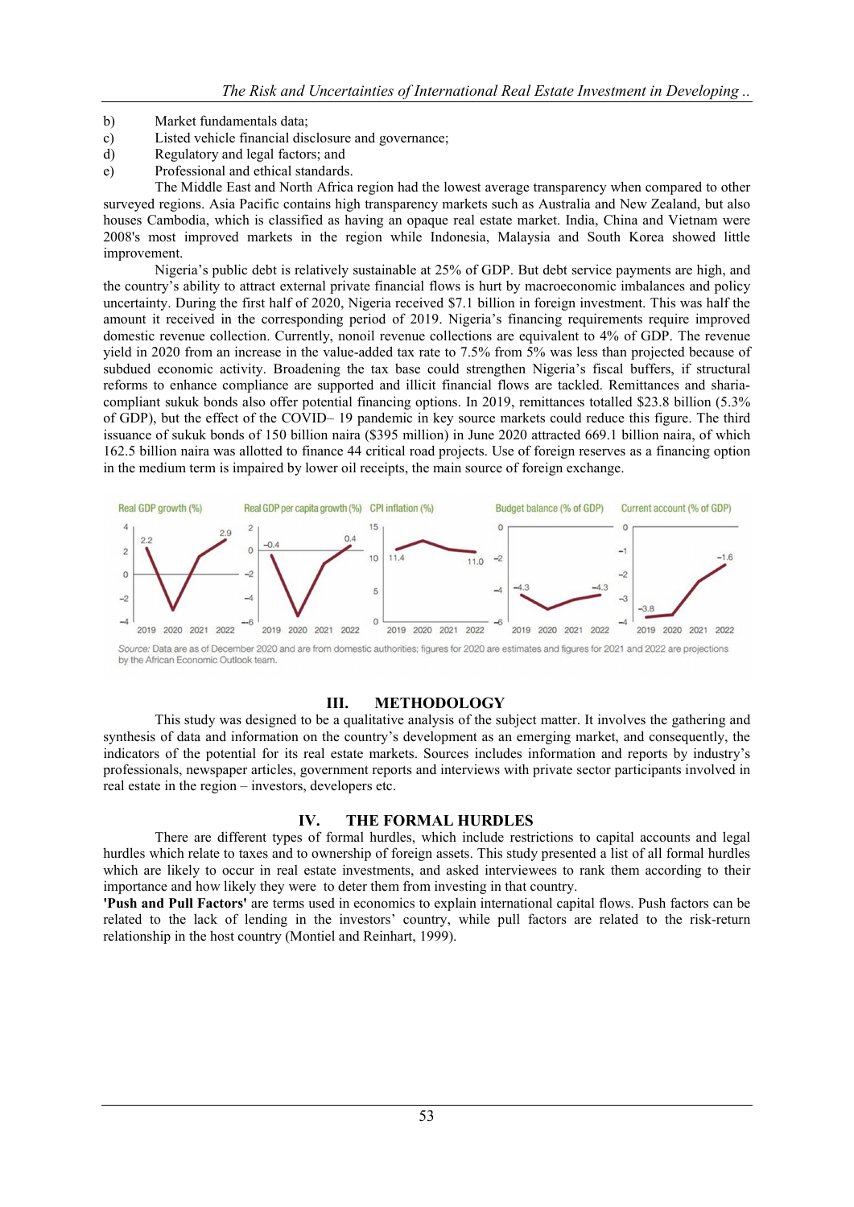b) Market fundamentals data;
c) Listed vehicle financial disclosure and governance;
d) Regulatory and legal factors; and
e) Professional and ethical standards.

The Middle East and North Africa region had the lowest average transparency when compared to other surveyed regions. Asia Pacific contains high transparency markets such as Australia and New Zealand, but also houses Cambodia, which is classified as having an opaque real estate market. India, China and Vietnam were 2008's most improved markets in the region while Indonesia, Malaysia and South Korea showed little improvement.

Nigeria's public debt is relatively sustainable at 25% of GDP. But debt service payments are high, and the country's ability to attract external private financial flows is hurt by macroeconomic imbalances and policy uncertainty. During the first half of 2020, Nigeria received $7.1 billion in foreign investment. This was half the amount it received in the corresponding period of 2019. Nigeria's financing requirements require improved domestic revenue collection. Currently, nonoil revenue collections are equivalent to 4% of GDP. The revenue yield in 2020 from an increase in the value-added tax rate to 7.5% from 5% was less than projected because of subdued economic activity. Broadening the tax base could strengthen Nigeria's fiscal buffers, if structural reforms to enhance compliance are supported and illicit financial flows are tackled. Remittances and sharia-compliant sukuk bonds also offer potential financing options. In 2019, remittances totalled $23.8 billion (5.3% of GDP), but the effect of the COVID– 19 pandemic in key source markets could reduce this figure. The third issuance of sukuk bonds of 150 billion naira ($395 million) in June 2020 attracted 669.1 billion naira, of which 162.5 billion naira was allotted to finance 44 critical road projects. Use of foreign reserves as a financing option in the medium term is impaired by lower oil receipts, the main source of foreign exchange.

Real GDP growth (%) | Real GDP per capita growth (%) | CPI inflation (%) | Budget balance (% of GDP) | Current account (% of GDP)

*Source:* Data are as of December 2020 and are from domestic authorities; figures for 2020 are estimates and figures for 2021 and 2022 are projections by the African Economic Outlook team.

## III. METHODOLOGY

This study was designed to be a qualitative analysis of the subject matter. It involves the gathering and synthesis of data and information on the country's development as an emerging market, and consequently, the indicators of the potential for its real estate markets. Sources includes information and reports by industry's professionals, newspaper articles, government reports and interviews with private sector participants involved in real estate in the region – investors, developers etc.

## IV. THE FORMAL HURDLES

There are different types of formal hurdles, which include restrictions to capital accounts and legal hurdles which relate to taxes and to ownership of foreign assets. This study presented a list of all formal hurdles which are likely to occur in real estate investments, and asked interviewees to rank them according to their importance and how likely they were to deter them from investing in that country.

**'Push and Pull Factors'** are terms used in economics to explain international capital flows. Push factors can be related to the lack of lending in the investors' country, while pull factors are related to the risk-return relationship in the host country (Montiel and Reinhart, 1999).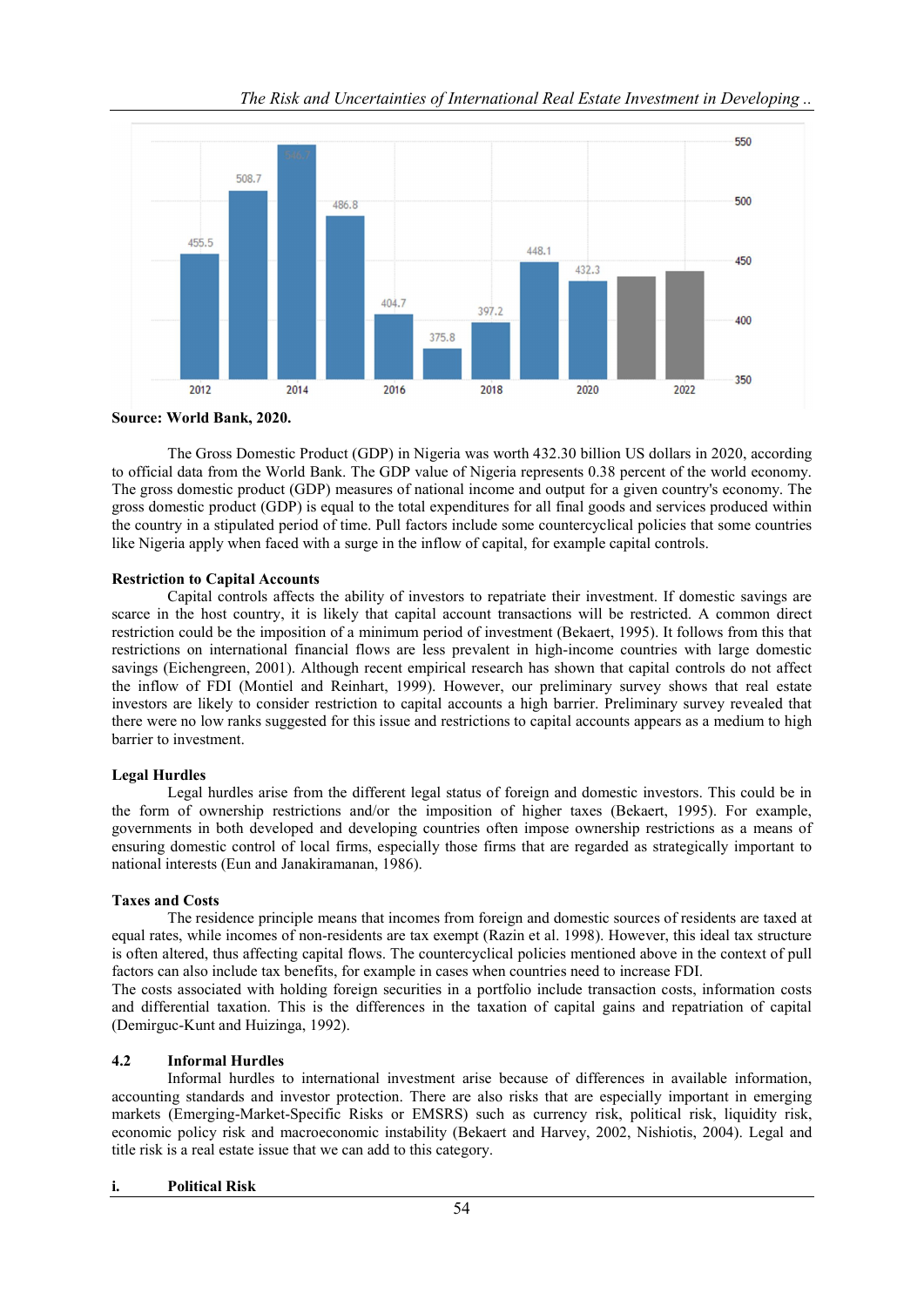**Source: World Bank, 2020.**

The Gross Domestic Product (GDP) in Nigeria was worth 432.30 billion US dollars in 2020, according to official data from the World Bank. The GDP value of Nigeria represents 0.38 percent of the world economy. The gross domestic product (GDP) measures of national income and output for a given country's economy. The gross domestic product (GDP) is equal to the total expenditures for all final goods and services produced within the country in a stipulated period of time. Pull factors include some countercyclical policies that some countries like Nigeria apply when faced with a surge in the inflow of capital, for example capital controls.

**Restriction to Capital Accounts**

Capital controls affects the ability of investors to repatriate their investment. If domestic savings are scarce in the host country, it is likely that capital account transactions will be restricted. A common direct restriction could be the imposition of a minimum period of investment (Bekaert, 1995). It follows from this that restrictions on international financial flows are less prevalent in high-income countries with large domestic savings (Eichengreen, 2001). Although recent empirical research has shown that capital controls do not affect the inflow of FDI (Montiel and Reinhart, 1999). However, our preliminary survey shows that real estate investors are likely to consider restriction to capital accounts a high barrier. Preliminary survey revealed that there were no low ranks suggested for this issue and restrictions to capital accounts appears as a medium to high barrier to investment.

**Legal Hurdles**

Legal hurdles arise from the different legal status of foreign and domestic investors. This could be in the form of ownership restrictions and/or the imposition of higher taxes (Bekaert, 1995). For example, governments in both developed and developing countries often impose ownership restrictions as a means of ensuring domestic control of local firms, especially those firms that are regarded as strategically important to national interests (Eun and Janakiramanan, 1986).

**Taxes and Costs**

The residence principle means that incomes from foreign and domestic sources of residents are taxed at equal rates, while incomes of non-residents are tax exempt (Razin et al. 1998). However, this ideal tax structure is often altered, thus affecting capital flows. The countercyclical policies mentioned above in the context of pull factors can also include tax benefits, for example in cases when countries need to increase FDI.

The costs associated with holding foreign securities in a portfolio include transaction costs, information costs and differential taxation. This is the differences in the taxation of capital gains and repatriation of capital (Demirguc-Kunt and Huizinga, 1992).

## 4.2 Informal Hurdles

Informal hurdles to international investment arise because of differences in available information, accounting standards and investor protection. There are also risks that are especially important in emerging markets (Emerging-Market-Specific Risks or EMSRS) such as currency risk, political risk, liquidity risk, economic policy risk and macroeconomic instability (Bekaert and Harvey, 2002, Nishiotis, 2004). Legal and title risk is a real estate issue that we can add to this category.

### i. Political Risk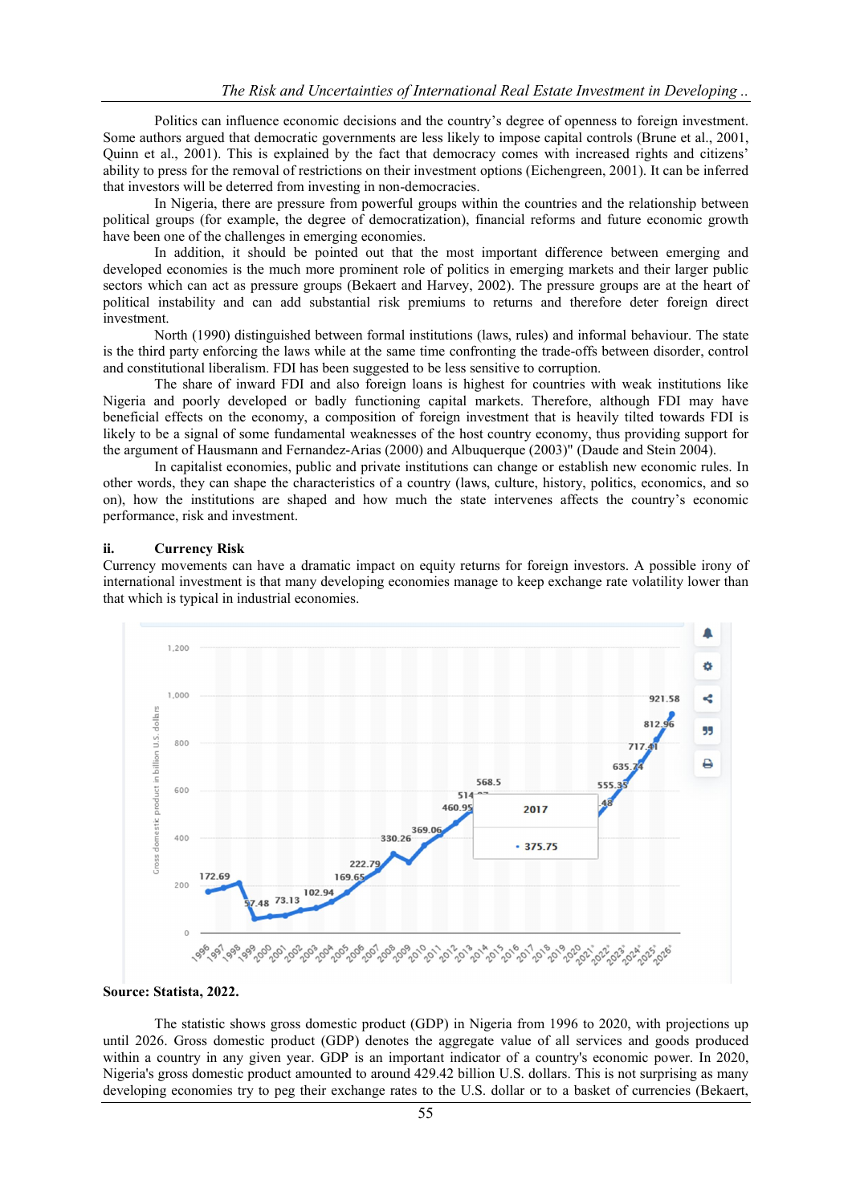Politics can influence economic decisions and the country's degree of openness to foreign investment. Some authors argued that democratic governments are less likely to impose capital controls (Brune et al., 2001, Quinn et al., 2001). This is explained by the fact that democracy comes with increased rights and citizens' ability to press for the removal of restrictions on their investment options (Eichengreen, 2001). It can be inferred that investors will be deterred from investing in non-democracies.

In Nigeria, there are pressure from powerful groups within the countries and the relationship between political groups (for example, the degree of democratization), financial reforms and future economic growth have been one of the challenges in emerging economies.

In addition, it should be pointed out that the most important difference between emerging and developed economies is the much more prominent role of politics in emerging markets and their larger public sectors which can act as pressure groups (Bekaert and Harvey, 2002). The pressure groups are at the heart of political instability and can add substantial risk premiums to returns and therefore deter foreign direct investment.

North (1990) distinguished between formal institutions (laws, rules) and informal behaviour. The state is the third party enforcing the laws while at the same time confronting the trade-offs between disorder, control and constitutional liberalism. FDI has been suggested to be less sensitive to corruption.

The share of inward FDI and also foreign loans is highest for countries with weak institutions like Nigeria and poorly developed or badly functioning capital markets. Therefore, although FDI may have beneficial effects on the economy, a composition of foreign investment that is heavily tilted towards FDI is likely to be a signal of some fundamental weaknesses of the host country economy, thus providing support for the argument of Hausmann and Fernandez-Arias (2000) and Albuquerque (2003)" (Daude and Stein 2004).

In capitalist economies, public and private institutions can change or establish new economic rules. In other words, they can shape the characteristics of a country (laws, culture, history, politics, economics, and so on), how the institutions are shaped and how much the state intervenes affects the country's economic performance, risk and investment.

**ii. Currency Risk**

Currency movements can have a dramatic impact on equity returns for foreign investors. A possible irony of international investment is that many developing economies manage to keep exchange rate volatility lower than that which is typical in industrial economies.

**Source: Statista, 2022.**

The statistic shows gross domestic product (GDP) in Nigeria from 1996 to 2020, with projections up until 2026. Gross domestic product (GDP) denotes the aggregate value of all services and goods produced within a country in any given year. GDP is an important indicator of a country's economic power. In 2020, Nigeria's gross domestic product amounted to around 429.42 billion U.S. dollars. This is not surprising as many developing economies try to peg their exchange rates to the U.S. dollar or to a basket of currencies (Bekaert,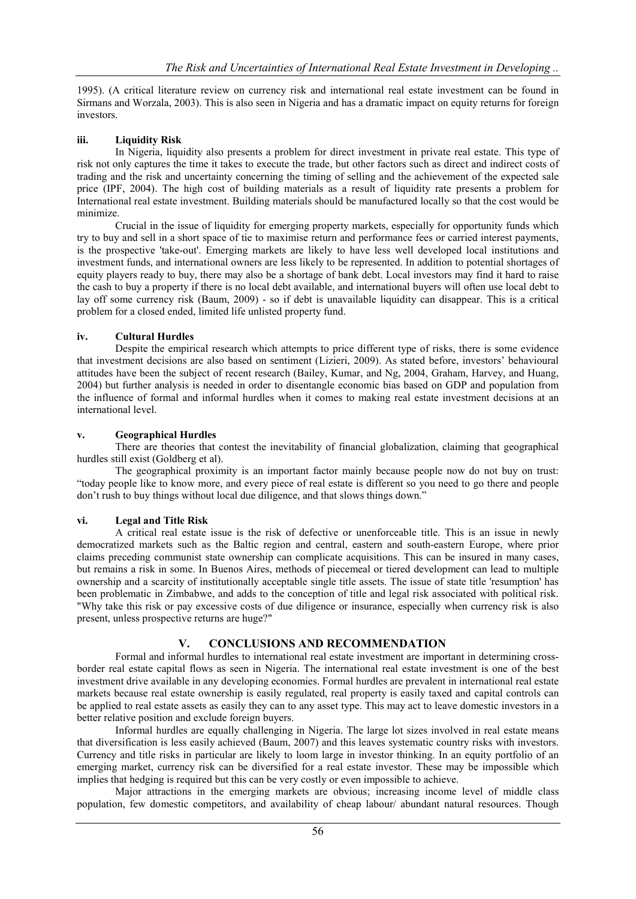1995). (A critical literature review on currency risk and international real estate investment can be found in Sirmans and Worzala, 2003). This is also seen in Nigeria and has a dramatic impact on equity returns for foreign investors.

### iii. Liquidity Risk

In Nigeria, liquidity also presents a problem for direct investment in private real estate. This type of risk not only captures the time it takes to execute the trade, but other factors such as direct and indirect costs of trading and the risk and uncertainty concerning the timing of selling and the achievement of the expected sale price (IPF, 2004). The high cost of building materials as a result of liquidity rate presents a problem for International real estate investment. Building materials should be manufactured locally so that the cost would be minimize.

Crucial in the issue of liquidity for emerging property markets, especially for opportunity funds which try to buy and sell in a short space of tie to maximise return and performance fees or carried interest payments, is the prospective 'take-out'. Emerging markets are likely to have less well developed local institutions and investment funds, and international owners are less likely to be represented. In addition to potential shortages of equity players ready to buy, there may also be a shortage of bank debt. Local investors may find it hard to raise the cash to buy a property if there is no local debt available, and international buyers will often use local debt to lay off some currency risk (Baum, 2009) - so if debt is unavailable liquidity can disappear. This is a critical problem for a closed ended, limited life unlisted property fund.

### iv. Cultural Hurdles

Despite the empirical research which attempts to price different type of risks, there is some evidence that investment decisions are also based on sentiment (Lizieri, 2009). As stated before, investors' behavioural attitudes have been the subject of recent research (Bailey, Kumar, and Ng, 2004, Graham, Harvey, and Huang, 2004) but further analysis is needed in order to disentangle economic bias based on GDP and population from the influence of formal and informal hurdles when it comes to making real estate investment decisions at an international level.

### v. Geographical Hurdles

There are theories that contest the inevitability of financial globalization, claiming that geographical hurdles still exist (Goldberg et al).

The geographical proximity is an important factor mainly because people now do not buy on trust: "today people like to know more, and every piece of real estate is different so you need to go there and people don't rush to buy things without local due diligence, and that slows things down."

### vi. Legal and Title Risk

A critical real estate issue is the risk of defective or unenforceable title. This is an issue in newly democratized markets such as the Baltic region and central, eastern and south-eastern Europe, where prior claims preceding communist state ownership can complicate acquisitions. This can be insured in many cases, but remains a risk in some. In Buenos Aires, methods of piecemeal or tiered development can lead to multiple ownership and a scarcity of institutionally acceptable single title assets. The issue of state title 'resumption' has been problematic in Zimbabwe, and adds to the conception of title and legal risk associated with political risk. "Why take this risk or pay excessive costs of due diligence or insurance, especially when currency risk is also present, unless prospective returns are huge?"

## V. CONCLUSIONS AND RECOMMENDATION

Formal and informal hurdles to international real estate investment are important in determining cross-border real estate capital flows as seen in Nigeria. The international real estate investment is one of the best investment drive available in any developing economies. Formal hurdles are prevalent in international real estate markets because real estate ownership is easily regulated, real property is easily taxed and capital controls can be applied to real estate assets as easily they can to any asset type. This may act to leave domestic investors in a better relative position and exclude foreign buyers.

Informal hurdles are equally challenging in Nigeria. The large lot sizes involved in real estate means that diversification is less easily achieved (Baum, 2007) and this leaves systematic country risks with investors. Currency and title risks in particular are likely to loom large in investor thinking. In an equity portfolio of an emerging market, currency risk can be diversified for a real estate investor. These may be impossible which implies that hedging is required but this can be very costly or even impossible to achieve.

Major attractions in the emerging markets are obvious; increasing income level of middle class population, few domestic competitors, and availability of cheap labour/ abundant natural resources. Though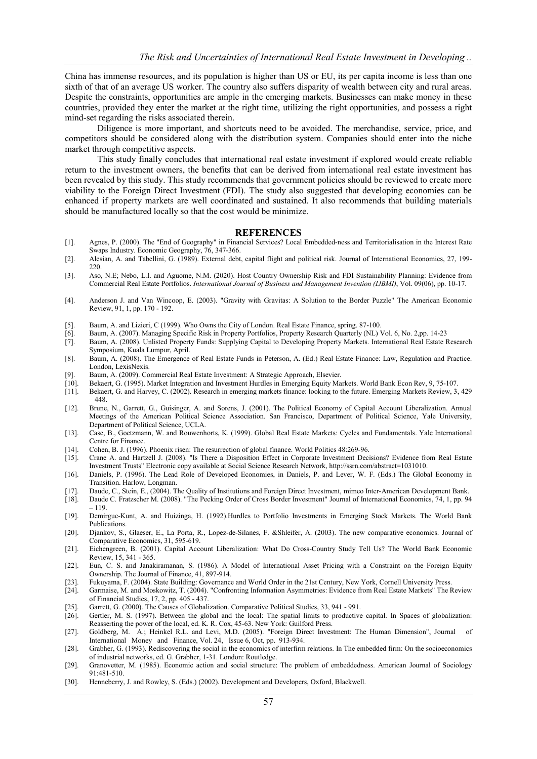China has immense resources, and its population is higher than US or EU, its per capita income is less than one sixth of that of an average US worker. The country also suffers disparity of wealth between city and rural areas. Despite the constraints, opportunities are ample in the emerging markets. Businesses can make money in these countries, provided they enter the market at the right time, utilizing the right opportunities, and possess a right mind-set regarding the risks associated therein.

Diligence is more important, and shortcuts need to be avoided. The merchandise, service, price, and competitors should be considered along with the distribution system. Companies should enter into the niche market through competitive aspects.

This study finally concludes that international real estate investment if explored would create reliable return to the investment owners, the benefits that can be derived from international real estate investment has been revealed by this study. This study recommends that government policies should be reviewed to create more viability to the Foreign Direct Investment (FDI). The study also suggested that developing economies can be enhanced if property markets are well coordinated and sustained. It also recommends that building materials should be manufactured locally so that the cost would be minimize.

## REFERENCES

[1]. Agnes, P. (2000). The "End of Geography" in Financial Services? Local Embedded-ness and Territorialisation in the Interest Rate Swaps Industry. Economic Geography, 76, 347-366.

[2]. Alesian, A. and Tabellini, G. (1989). External debt, capital flight and political risk. Journal of International Economics, 27, 199-220.

[3]. Aso, N.E; Nebo, L.I. and Aguome, N.M. (2020). Host Country Ownership Risk and FDI Sustainability Planning: Evidence from Commercial Real Estate Portfolios. *International Journal of Business and Management Invention (IJBMI)*, Vol. 09(06), pp. 10-17.

[4]. Anderson J. and Van Wincoop, E. (2003). "Gravity with Gravitas: A Solution to the Border Puzzle" The American Economic Review, 91, 1, pp. 170 - 192.

[5]. Baum, A. and Lizieri, C (1999). Who Owns the City of London. Real Estate Finance, spring. 87-100.

[6]. Baum, A. (2007). Managing Specific Risk in Property Portfolios, Property Research Quarterly (NL) Vol. 6, No. 2,pp. 14-23

[7]. Baum, A. (2008). Unlisted Property Funds: Supplying Capital to Developing Property Markets. International Real Estate Research Symposium, Kuala Lumpur, April.

[8]. Baum, A. (2008). The Emergence of Real Estate Funds in Peterson, A. (Ed.) Real Estate Finance: Law, Regulation and Practice. London, LexisNexis.

[9]. Baum, A. (2009). Commercial Real Estate Investment: A Strategic Approach, Elsevier.

[10]. Bekaert, G. (1995). Market Integration and Investment Hurdles in Emerging Equity Markets. World Bank Econ Rev, 9, 75-107.

[11]. Bekaert, G. and Harvey, C. (2002). Research in emerging markets finance: looking to the future. Emerging Markets Review, 3, 429 – 448.

[12]. Brune, N., Garrett, G., Guisinger, A. and Sorens, J. (2001). The Political Economy of Capital Account Liberalization. Annual Meetings of the American Political Science Association. San Francisco, Department of Political Science, Yale University, Department of Political Science, UCLA.

[13]. Case, B., Goetzmann, W. and Rouwenhorts, K. (1999). Global Real Estate Markets: Cycles and Fundamentals. Yale International Centre for Finance.

[14]. Cohen, B. J. (1996). Phoenix risen: The resurrection of global finance. World Politics 48:269-96.

[15]. Crane A. and Hartzell J. (2008). "Is There a Disposition Effect in Corporate Investment Decisions? Evidence from Real Estate Investment Trusts" Electronic copy available at Social Science Research Network, http://ssrn.com/abstract=1031010.

[16]. Daniels, P. (1996). The Lead Role of Developed Economies, in Daniels, P. and Lever, W. F. (Eds.) The Global Economy in Transition. Harlow, Longman.

[17]. Daude, C., Stein, E., (2004). The Quality of Institutions and Foreign Direct Investment, mimeo Inter-American Development Bank.

[18]. Daude C. Fratzscher M. (2008). "The Pecking Order of Cross Border Investment" Journal of International Economics, 74, 1, pp. 94 – 119.

[19]. Demirguc-Kunt, A. and Huizinga, H. (1992).Hurdles to Portfolio Investments in Emerging Stock Markets. The World Bank Publications.

[20]. Djankov, S., Glaeser, E., La Porta, R., Lopez-de-Silanes, F. &Shleifer, A. (2003). The new comparative economics. Journal of Comparative Economics, 31, 595-619.

[21]. Eichengreen, B. (2001). Capital Account Liberalization: What Do Cross-Country Study Tell Us? The World Bank Economic Review, 15, 341 - 365.

[22]. Eun, C. S. and Janakiramanan, S. (1986). A Model of International Asset Pricing with a Constraint on the Foreign Equity Ownership. The Journal of Finance, 41, 897-914.

[23]. Fukuyama, F. (2004). State Building: Governance and World Order in the 21st Century, New York, Cornell University Press.

[24]. Garmaise, M. and Moskowitz, T. (2004). "Confronting Information Asymmetries: Evidence from Real Estate Markets" The Review of Financial Studies, 17, 2, pp. 405 - 437.

[25]. Garrett, G. (2000). The Causes of Globalization. Comparative Political Studies, 33, 941 - 991.

[26]. Gertler, M. S. (1997). Between the global and the local: The spatial limits to productive capital. In Spaces of globalization: Reasserting the power of the local, ed. K. R. Cox, 45-63. New York: Guilford Press.

[27]. Goldberg, M. A.; Heinkel R.L. and Levi, M.D. (2005). "Foreign Direct Investment: The Human Dimension", Journal of International Money and Finance, Vol. 24, Issue 6, Oct, pp. 913-934.

[28]. Grabher, G. (1993). Rediscovering the social in the economics of interfirm relations. In The embedded firm: On the socioeconomics of industrial networks, ed. G. Grabher, 1-31. London: Routledge.

[29]. Granovetter, M. (1985). Economic action and social structure: The problem of embeddedness. American Journal of Sociology 91:481-510.

[30]. Henneberry, J. and Rowley, S. (Eds.) (2002). Development and Developers, Oxford, Blackwell.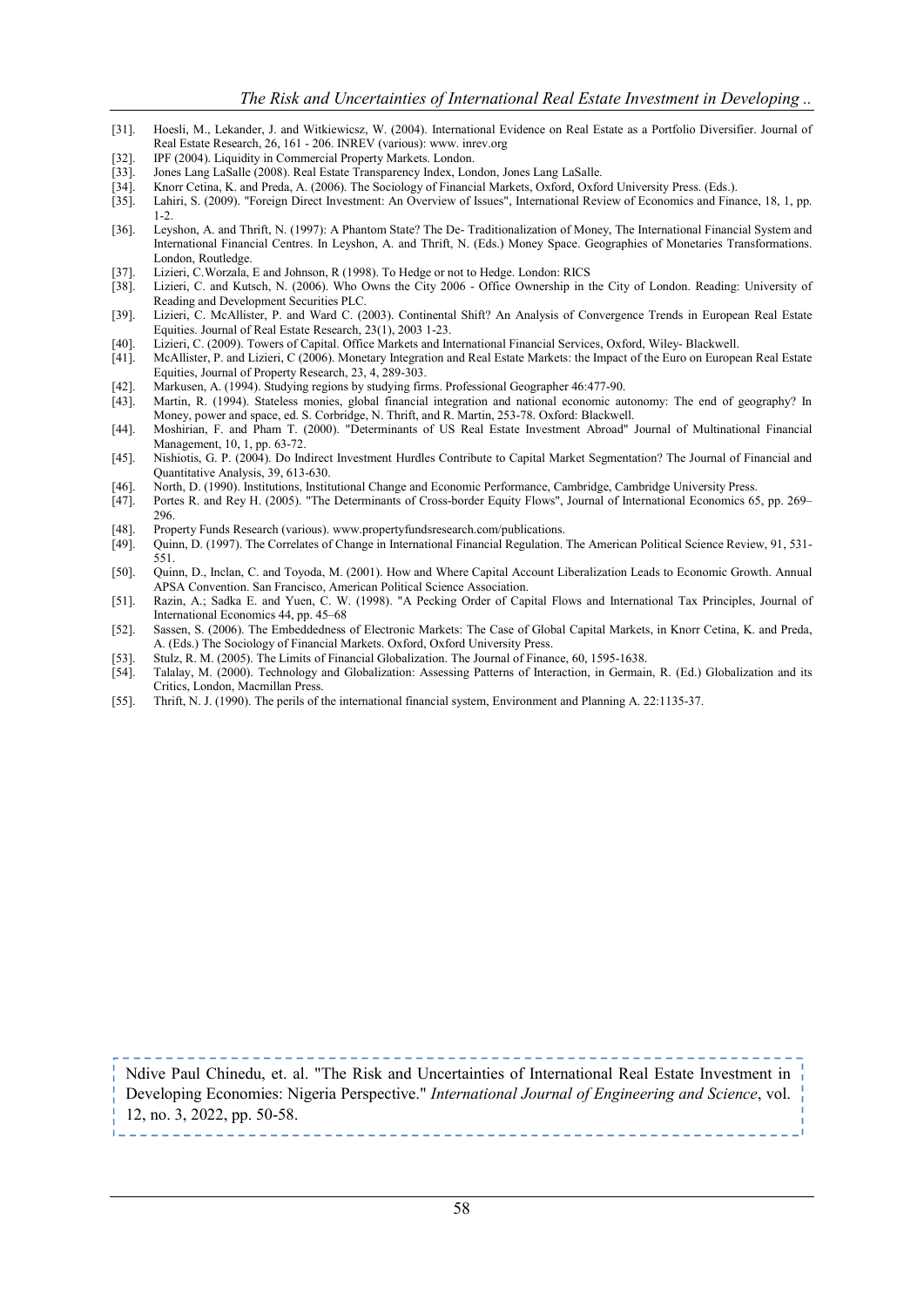[31]. Hoesli, M., Lekander, J. and Witkiewicsz, W. (2004). International Evidence on Real Estate as a Portfolio Diversifier. Journal of Real Estate Research, 26, 161 - 206. INREV (various): www. inrev.org

[32]. IPF (2004). Liquidity in Commercial Property Markets. London.

[33]. Jones Lang LaSalle (2008). Real Estate Transparency Index, London, Jones Lang LaSalle.

[34]. Knorr Cetina, K. and Preda, A. (2006). The Sociology of Financial Markets, Oxford, Oxford University Press. (Eds.).

[35]. Lahiri, S. (2009). "Foreign Direct Investment: An Overview of Issues", International Review of Economics and Finance, 18, 1, pp. 1-2.

[36]. Leyshon, A. and Thrift, N. (1997): A Phantom State? The De- Traditionalization of Money, The International Financial System and International Financial Centres. In Leyshon, A. and Thrift, N. (Eds.) Money Space. Geographies of Monetaries Transformations. London, Routledge.

[37]. Lizieri, C.Worzala, E and Johnson, R (1998). To Hedge or not to Hedge. London: RICS

[38]. Lizieri, C. and Kutsch, N. (2006). Who Owns the City 2006 - Office Ownership in the City of London. Reading: University of Reading and Development Securities PLC.

[39]. Lizieri, C. McAllister, P. and Ward C. (2003). Continental Shift? An Analysis of Convergence Trends in European Real Estate Equities. Journal of Real Estate Research, 23(1), 2003 1-23.

[40]. Lizieri, C. (2009). Towers of Capital. Office Markets and International Financial Services, Oxford, Wiley- Blackwell.

[41]. McAllister, P. and Lizieri, C (2006). Monetary Integration and Real Estate Markets: the Impact of the Euro on European Real Estate Equities, Journal of Property Research, 23, 4, 289-303.

[42]. Markusen, A. (1994). Studying regions by studying firms. Professional Geographer 46:477-90.

[43]. Martin, R. (1994). Stateless monies, global financial integration and national economic autonomy: The end of geography? In Money, power and space, ed. S. Corbridge, N. Thrift, and R. Martin, 253-78. Oxford: Blackwell.

[44]. Moshirian, F. and Pham T. (2000). "Determinants of US Real Estate Investment Abroad" Journal of Multinational Financial Management, 10, 1, pp. 63-72.

[45]. Nishiotis, G. P. (2004). Do Indirect Investment Hurdles Contribute to Capital Market Segmentation? The Journal of Financial and Quantitative Analysis, 39, 613-630.

[46]. North, D. (1990). Institutions, Institutional Change and Economic Performance, Cambridge, Cambridge University Press.

[47]. Portes R. and Rey H. (2005). "The Determinants of Cross-border Equity Flows", Journal of International Economics 65, pp. 269–296.

[48]. Property Funds Research (various). www.propertyfundsresearch.com/publications.

[49]. Quinn, D. (1997). The Correlates of Change in International Financial Regulation. The American Political Science Review, 91, 531-551.

[50]. Quinn, D., Inclan, C. and Toyoda, M. (2001). How and Where Capital Account Liberalization Leads to Economic Growth. Annual APSA Convention. San Francisco, American Political Science Association.

[51]. Razin, A.; Sadka E. and Yuen, C. W. (1998). "A Pecking Order of Capital Flows and International Tax Principles, Journal of International Economics 44, pp. 45–68

[52]. Sassen, S. (2006). The Embeddedness of Electronic Markets: The Case of Global Capital Markets, in Knorr Cetina, K. and Preda, A. (Eds.) The Sociology of Financial Markets. Oxford, Oxford University Press.

[53]. Stulz, R. M. (2005). The Limits of Financial Globalization. The Journal of Finance, 60, 1595-1638.

[54]. Talalay, M. (2000). Technology and Globalization: Assessing Patterns of Interaction, in Germain, R. (Ed.) Globalization and its Critics, London, Macmillan Press.

[55]. Thrift, N. J. (1990). The perils of the international financial system, Environment and Planning A. 22:1135-37.

Ndive Paul Chinedu, et. al. "The Risk and Uncertainties of International Real Estate Investment in Developing Economies: Nigeria Perspective." *International Journal of Engineering and Science*, vol. 12, no. 3, 2022, pp. 50-58.